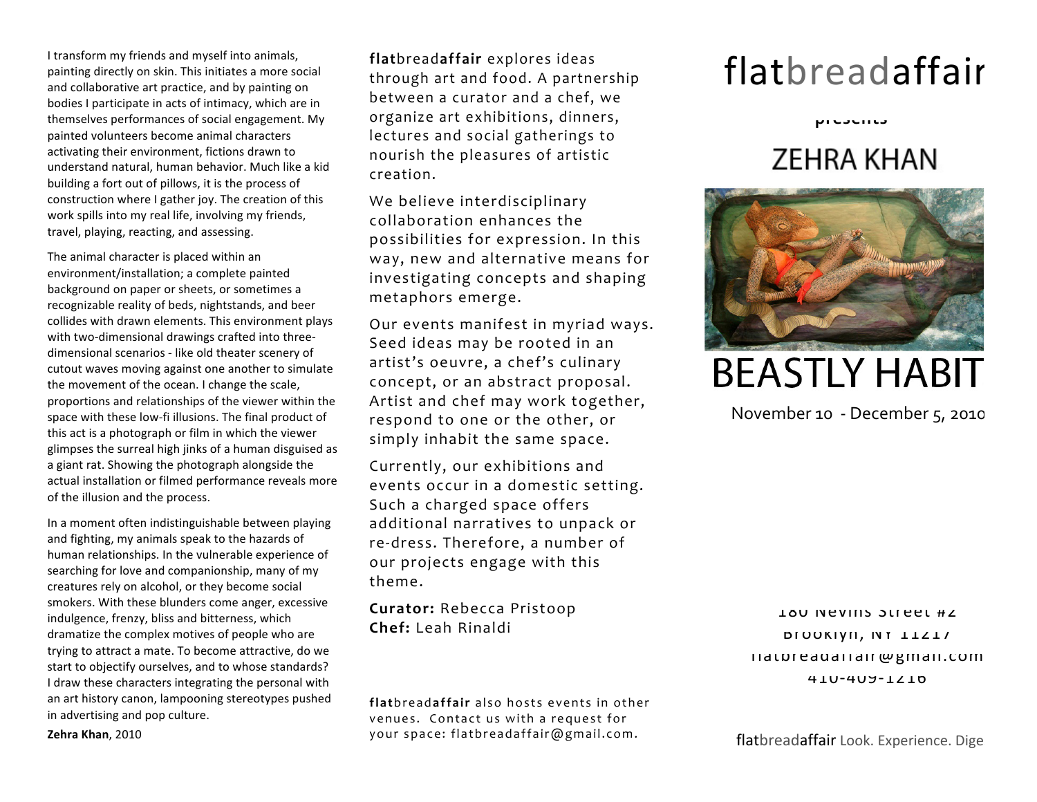I transform my friends and myself into animals, painting directly on skin. This initiates a more social and collaborative art practice, and by painting on bodies I participate in acts of intimacy, which are in themselves performances of social engagement. My painted volunteers become animal characters activating their environment, fictions drawn to understand natural, human behavior. Much like a kid building a fort out of pillows, it is the process of construction where I gather joy. The creation of this work spills into my real life, involving my friends, travel, playing, reacting, and assessing.

The animal character is placed within an environment/installation; a complete painted background on paper or sheets, or sometimes a recognizable reality of beds, nightstands, and beer collides with drawn elements. This environment plays with two-dimensional drawings crafted into three-dimensional scenarios - like old theater scenery of cutout waves moving against one another to simulate the movement of the ocean. I change the scale, proportions and relationships of the viewer within the space with these low-fi illusions. The final product of this act is a photograph or film in which the viewer glimpses the surreal high jinks of a human disguised as a giant rat. Showing the photograph alongside the actual installation or filmed performance reveals more of the illusion and the process.

In a moment often indistinguishable between playing and fighting, my animals speak to the hazards of human relationships. In the vulnerable experience of searching for love and companionship, many of my creatures rely on alcohol, or they become social smokers. With these blunders come anger, excessive indulgence, frenzy, bliss and bitterness, which dramatize the complex motives of people who are trying to attract a mate. To become attractive, do we start to objectify ourselves, and to whose standards? I draw these characters integrating the personal with an art history canon, lampooning stereotypes pushed in advertising and pop culture.

**Zehra Khan**, 2010

**flat**bread**affair** explores ideas through art and food. A partnership between a curator and a chef, we organize art exhibitions, dinners, lectures and social gatherings to nourish the pleasures of artistic creation.

We believe interdisciplinary collaboration enhances the possibilities for expression. In this way, new and alternative means for investigating concepts and shaping metaphors emerge.

Our events manifest in myriad ways. Seed ideas may be rooted in an artist's oeuvre, a chef's culinary concept, or an abstract proposal. Artist and chef may work together, respond to one or the other, or simply inhabit the same space.

Currently, our exhibitions and events occur in a domestic setting. Such a charged space offers additional narratives to unpack or re-dress. Therefore, a number of our projects engage with this theme.

**Curator:** Rebecca Pristoop
**Chef:** Leah Rinaldi

**flat**bread**affair** also hosts events in other venues. Contact us with a request for your space: flatbreadaffair@gmail.com.

# flatbreadaffair

presents

## ZEHRA KHAN

# BEASTLY HABIT

November 10 - December 5, 2010

180 Nevins Street #2
Brooklyn, NY 11217
flatbreadaffair@gmail.com
410-409-1216

flatbreadaffair Look. Experience. Dige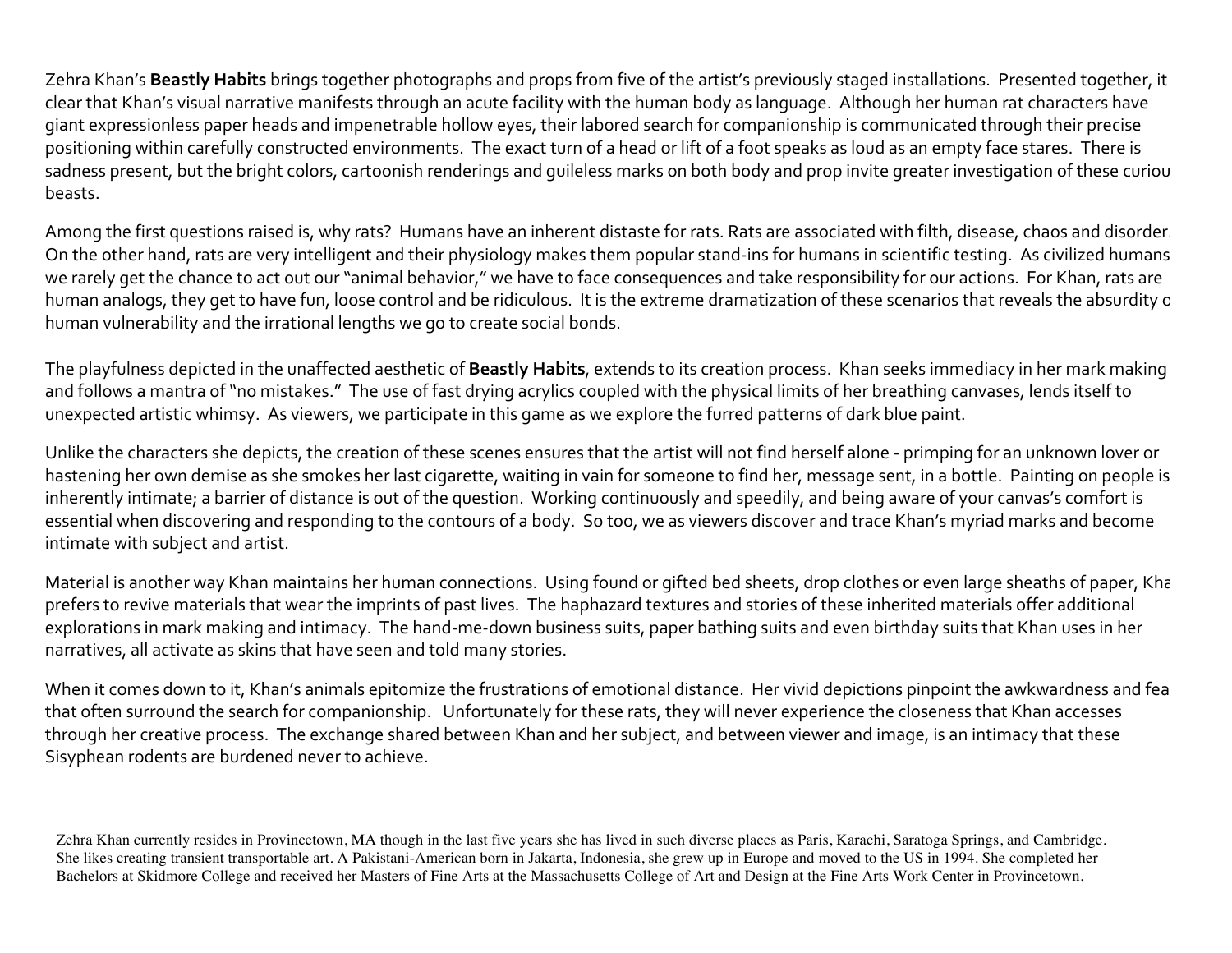Zehra Khan's **Beastly Habits** brings together photographs and props from five of the artist's previously staged installations. Presented together, it clear that Khan's visual narrative manifests through an acute facility with the human body as language. Although her human rat characters have giant expressionless paper heads and impenetrable hollow eyes, their labored search for companionship is communicated through their precise positioning within carefully constructed environments. The exact turn of a head or lift of a foot speaks as loud as an empty face stares. There is sadness present, but the bright colors, cartoonish renderings and guileless marks on both body and prop invite greater investigation of these curiou beasts.

Among the first questions raised is, why rats? Humans have an inherent distaste for rats. Rats are associated with filth, disease, chaos and disorder. On the other hand, rats are very intelligent and their physiology makes them popular stand-ins for humans in scientific testing. As civilized humans we rarely get the chance to act out our "animal behavior," we have to face consequences and take responsibility for our actions. For Khan, rats are human analogs, they get to have fun, loose control and be ridiculous. It is the extreme dramatization of these scenarios that reveals the absurdity c human vulnerability and the irrational lengths we go to create social bonds.

The playfulness depicted in the unaffected aesthetic of **Beastly Habits**, extends to its creation process. Khan seeks immediacy in her mark making and follows a mantra of "no mistakes." The use of fast drying acrylics coupled with the physical limits of her breathing canvases, lends itself to unexpected artistic whimsy. As viewers, we participate in this game as we explore the furred patterns of dark blue paint.

Unlike the characters she depicts, the creation of these scenes ensures that the artist will not find herself alone - primping for an unknown lover or hastening her own demise as she smokes her last cigarette, waiting in vain for someone to find her, message sent, in a bottle. Painting on people is inherently intimate; a barrier of distance is out of the question. Working continuously and speedily, and being aware of your canvas's comfort is essential when discovering and responding to the contours of a body. So too, we as viewers discover and trace Khan's myriad marks and become intimate with subject and artist.

Material is another way Khan maintains her human connections. Using found or gifted bed sheets, drop clothes or even large sheaths of paper, Kha prefers to revive materials that wear the imprints of past lives. The haphazard textures and stories of these inherited materials offer additional explorations in mark making and intimacy. The hand-me-down business suits, paper bathing suits and even birthday suits that Khan uses in her narratives, all activate as skins that have seen and told many stories.

When it comes down to it, Khan's animals epitomize the frustrations of emotional distance. Her vivid depictions pinpoint the awkwardness and fea that often surround the search for companionship. Unfortunately for these rats, they will never experience the closeness that Khan accesses through her creative process. The exchange shared between Khan and her subject, and between viewer and image, is an intimacy that these Sisyphean rodents are burdened never to achieve.

Zehra Khan currently resides in Provincetown, MA though in the last five years she has lived in such diverse places as Paris, Karachi, Saratoga Springs, and Cambridge. She likes creating transient transportable art. A Pakistani-American born in Jakarta, Indonesia, she grew up in Europe and moved to the US in 1994. She completed her Bachelors at Skidmore College and received her Masters of Fine Arts at the Massachusetts College of Art and Design at the Fine Arts Work Center in Provincetown.